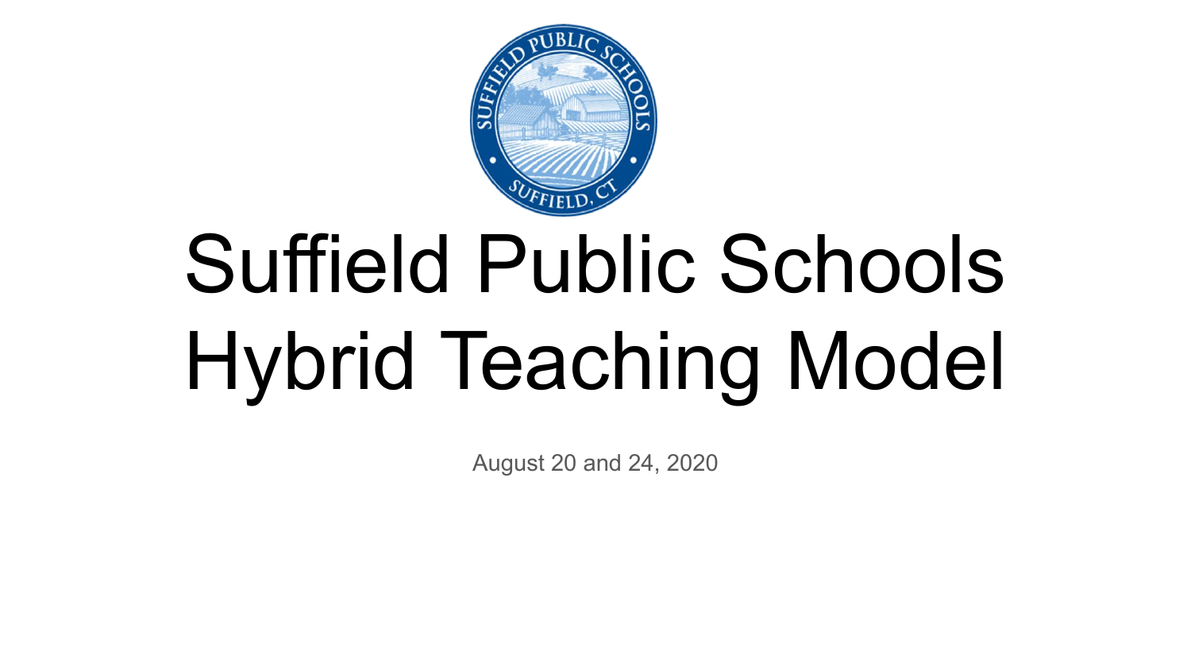# Suffield Public Schools Hybrid Teaching Model

August 20 and 24, 2020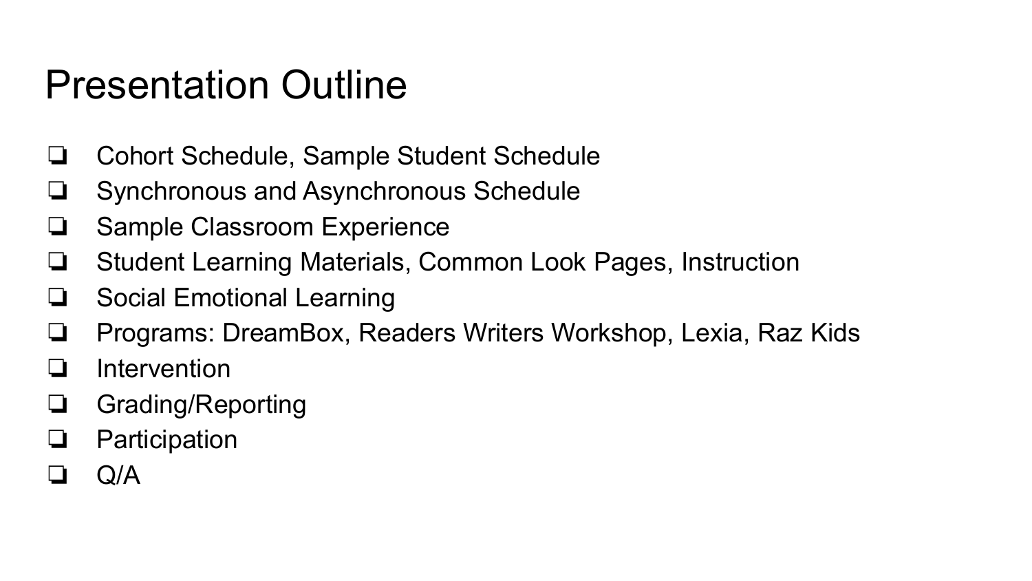# Presentation Outline

- Cohort Schedule, Sample Student Schedule
- Synchronous and Asynchronous Schedule
- Sample Classroom Experience
- Student Learning Materials, Common Look Pages, Instruction
- Social Emotional Learning
- Programs: DreamBox, Readers Writers Workshop, Lexia, Raz Kids
- Intervention
- Grading/Reporting
- Participation
- Q/A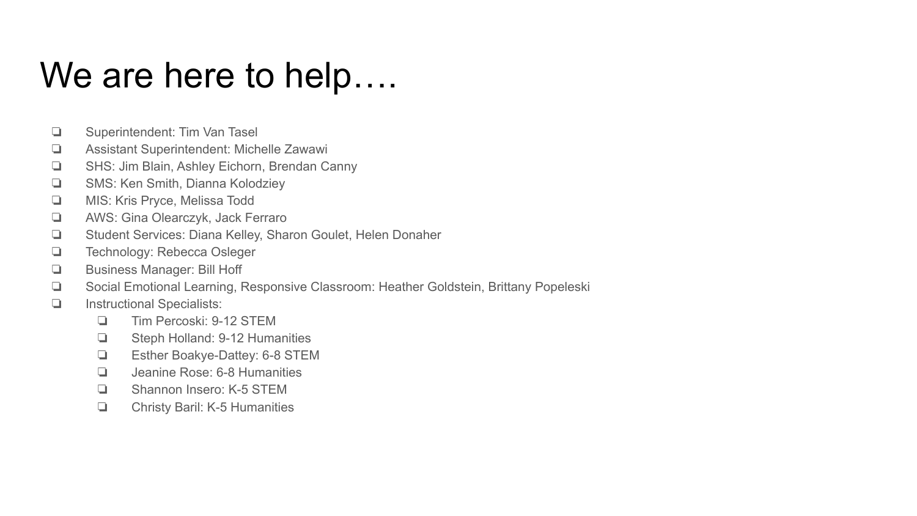# We are here to help….

- Superintendent: Tim Van Tasel
- Assistant Superintendent: Michelle Zawawi
- SHS: Jim Blain, Ashley Eichorn, Brendan Canny
- SMS: Ken Smith, Dianna Kolodziey
- MIS: Kris Pryce, Melissa Todd
- AWS: Gina Olearczyk, Jack Ferraro
- Student Services: Diana Kelley, Sharon Goulet, Helen Donaher
- Technology: Rebecca Osleger
- Business Manager: Bill Hoff
- Social Emotional Learning, Responsive Classroom: Heather Goldstein, Brittany Popeleski
- Instructional Specialists:
  - Tim Percoski: 9-12 STEM
  - Steph Holland: 9-12 Humanities
  - Esther Boakye-Dattey: 6-8 STEM
  - Jeanine Rose: 6-8 Humanities
  - Shannon Insero: K-5 STEM
  - Christy Baril: K-5 Humanities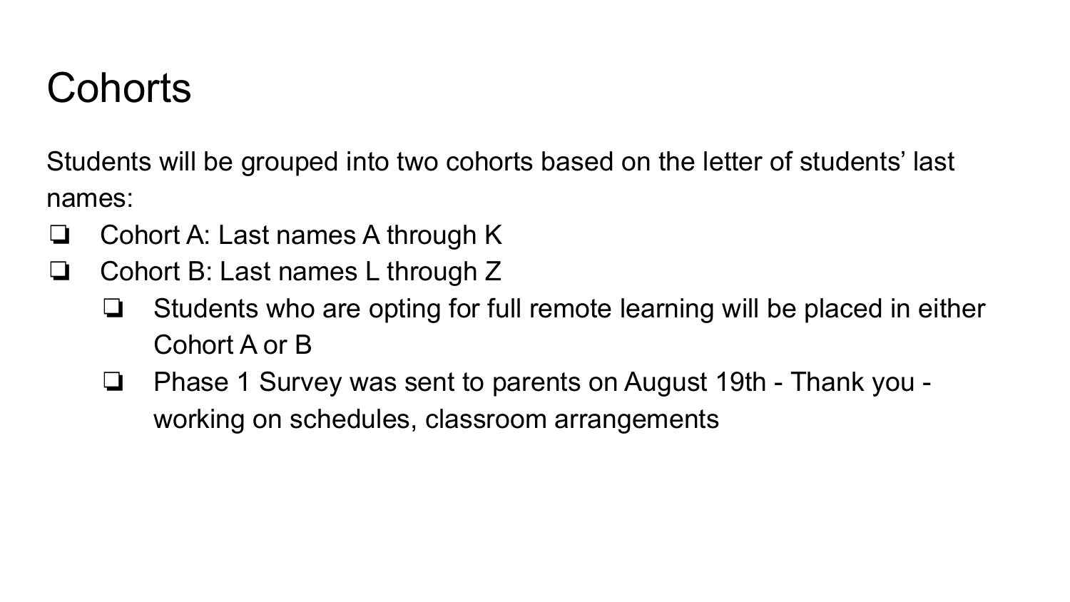# Cohorts

Students will be grouped into two cohorts based on the letter of students' last names:

- Cohort A: Last names A through K
- Cohort B: Last names L through Z
  - Students who are opting for full remote learning will be placed in either Cohort A or B
  - Phase 1 Survey was sent to parents on August 19th - Thank you - working on schedules, classroom arrangements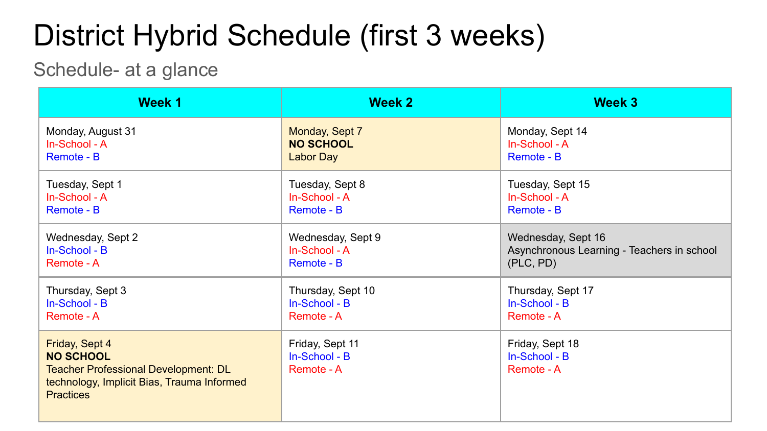# District Hybrid Schedule (first 3 weeks)

## Schedule- at a glance

| Week 1 | Week 2 | Week 3 |
|---|---|---|
| Monday, August 31<br>In-School - A<br>Remote - B | Monday, Sept 7<br>**NO SCHOOL**<br>Labor Day | Monday, Sept 14<br>In-School - A<br>Remote - B |
| Tuesday, Sept 1<br>In-School - A<br>Remote - B | Tuesday, Sept 8<br>In-School - A<br>Remote - B | Tuesday, Sept 15<br>In-School - A<br>Remote - B |
| Wednesday, Sept 2<br>In-School - B<br>Remote - A | Wednesday, Sept 9<br>In-School - A<br>Remote - B | Wednesday, Sept 16<br>Asynchronous Learning - Teachers in school (PLC, PD) |
| Thursday, Sept 3<br>In-School - B<br>Remote - A | Thursday, Sept 10<br>In-School - B<br>Remote - A | Thursday, Sept 17<br>In-School - B<br>Remote - A |
| Friday, Sept 4<br>**NO SCHOOL**<br>Teacher Professional Development: DL technology, Implicit Bias, Trauma Informed Practices | Friday, Sept 11<br>In-School - B<br>Remote - A | Friday, Sept 18<br>In-School - B<br>Remote - A |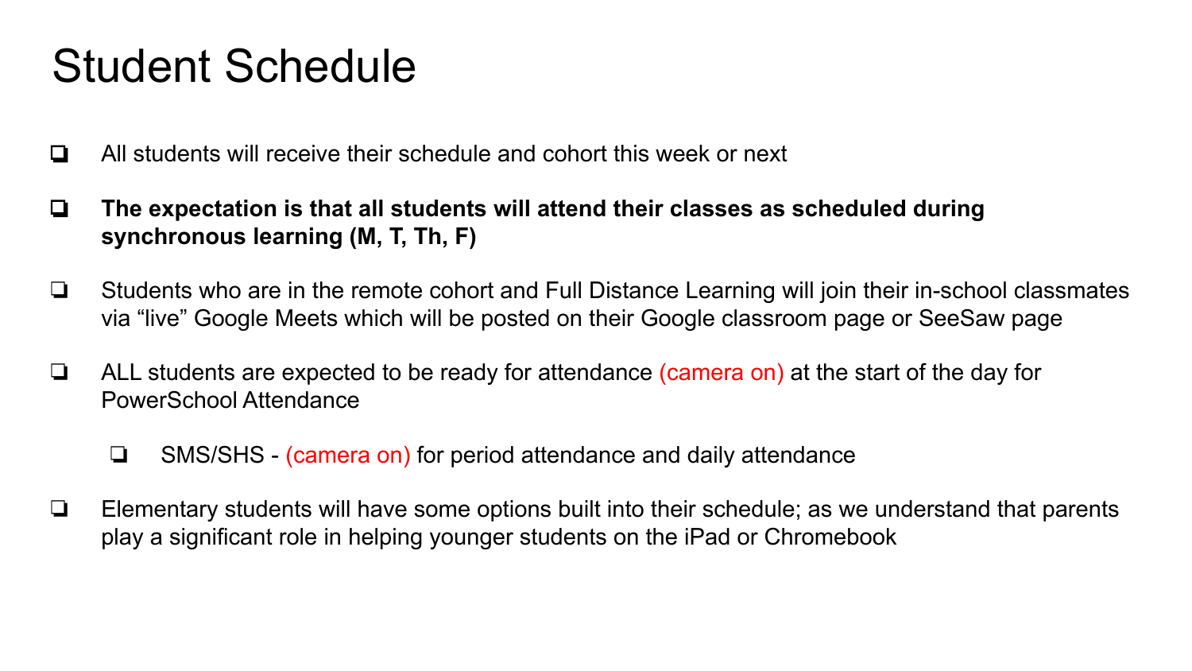# Student Schedule

- All students will receive their schedule and cohort this week or next
- **The expectation is that all students will attend their classes as scheduled during synchronous learning (M, T, Th, F)**
- Students who are in the remote cohort and Full Distance Learning will join their in-school classmates via "live" Google Meets which will be posted on their Google classroom page or SeeSaw page
- ALL students are expected to be ready for attendance (camera on) at the start of the day for PowerSchool Attendance
  - SMS/SHS - (camera on) for period attendance and daily attendance
- Elementary students will have some options built into their schedule; as we understand that parents play a significant role in helping younger students on the iPad or Chromebook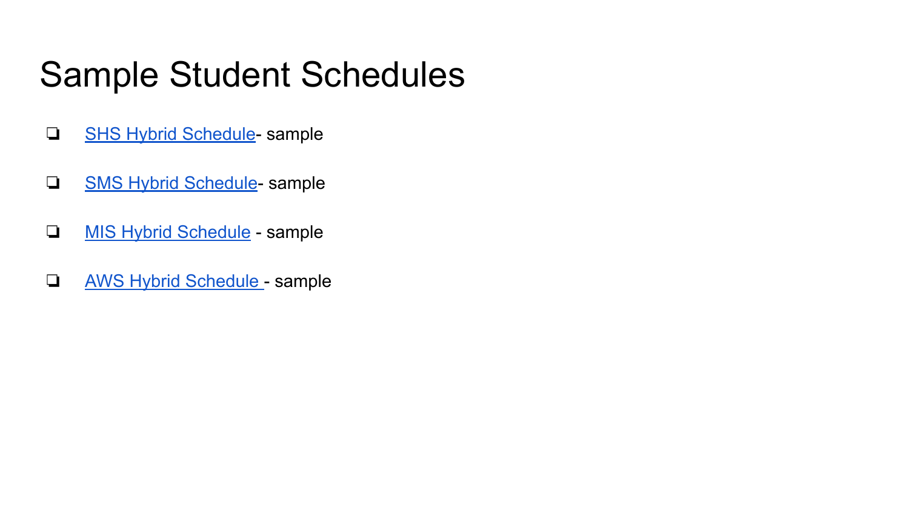# Sample Student Schedules

- SHS Hybrid Schedule- sample
- SMS Hybrid Schedule- sample
- MIS Hybrid Schedule - sample
- AWS Hybrid Schedule - sample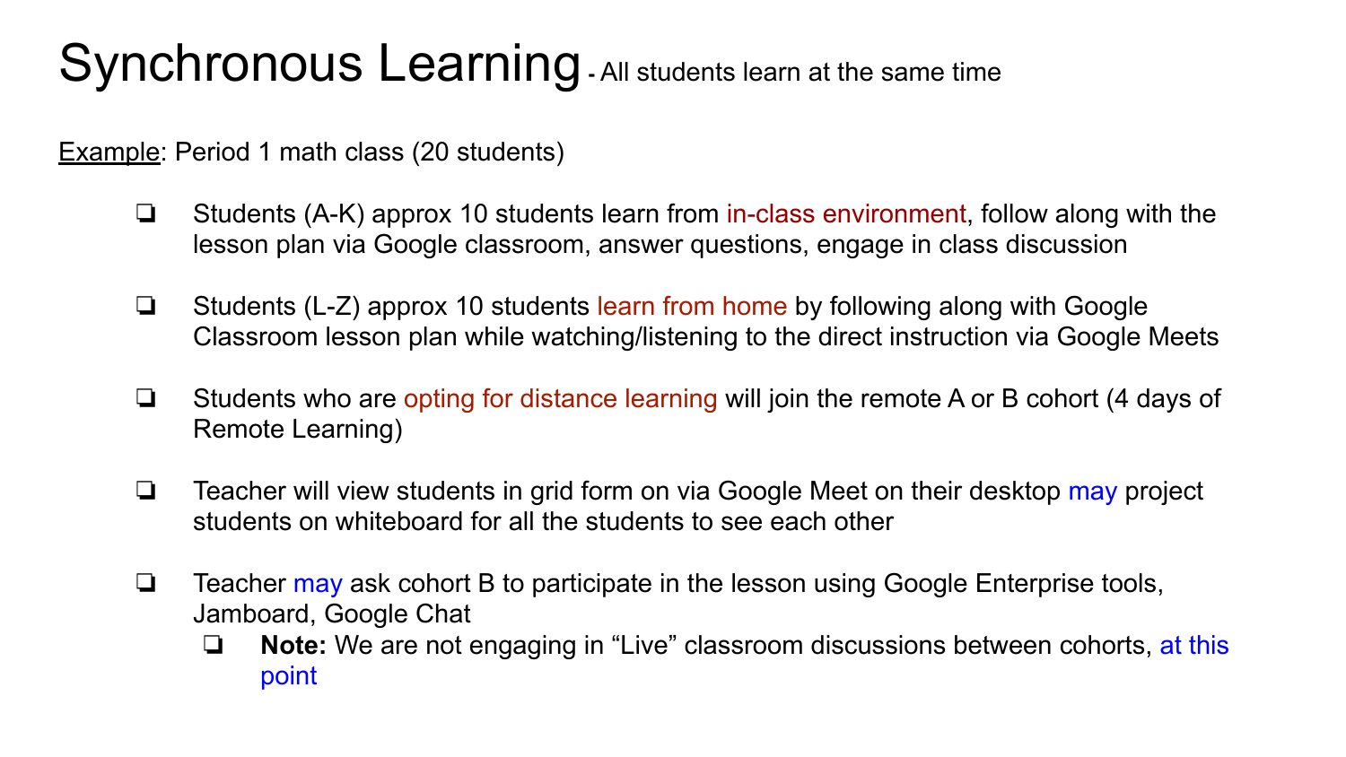# Synchronous Learning - All students learn at the same time

Example: Period 1 math class (20 students)

- Students (A-K) approx 10 students learn from in-class environment, follow along with the lesson plan via Google classroom, answer questions, engage in class discussion
- Students (L-Z) approx 10 students learn from home by following along with Google Classroom lesson plan while watching/listening to the direct instruction via Google Meets
- Students who are opting for distance learning will join the remote A or B cohort (4 days of Remote Learning)
- Teacher will view students in grid form on via Google Meet on their desktop may project students on whiteboard for all the students to see each other
- Teacher may ask cohort B to participate in the lesson using Google Enterprise tools, Jamboard, Google Chat
  - **Note:** We are not engaging in "Live" classroom discussions between cohorts, at this point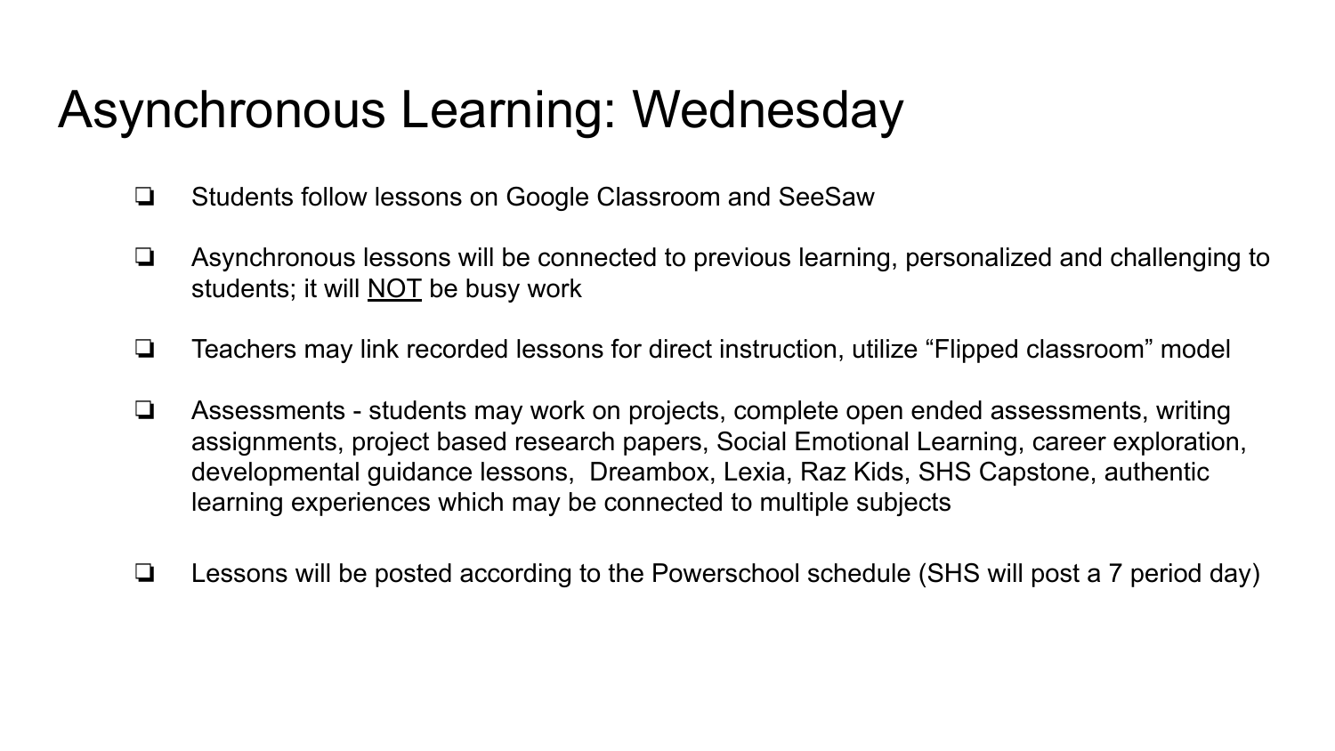# Asynchronous Learning: Wednesday

- Students follow lessons on Google Classroom and SeeSaw
- Asynchronous lessons will be connected to previous learning, personalized and challenging to students; it will <u>NOT</u> be busy work
- Teachers may link recorded lessons for direct instruction, utilize “Flipped classroom” model
- Assessments - students may work on projects, complete open ended assessments, writing assignments, project based research papers, Social Emotional Learning, career exploration, developmental guidance lessons, Dreambox, Lexia, Raz Kids, SHS Capstone, authentic learning experiences which may be connected to multiple subjects
- Lessons will be posted according to the Powerschool schedule (SHS will post a 7 period day)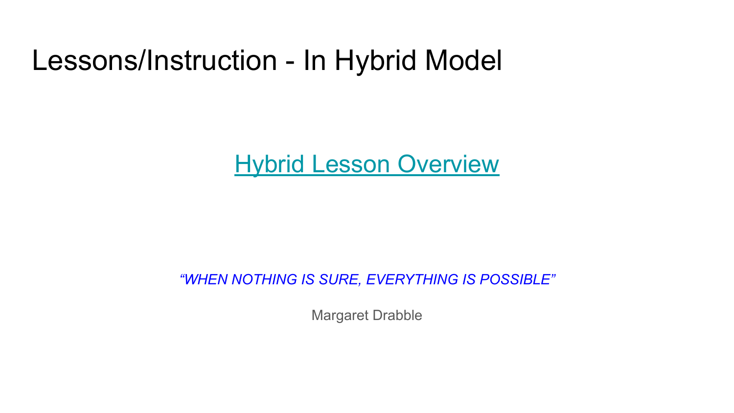# Lessons/Instruction - In Hybrid Model

Hybrid Lesson Overview

*"WHEN NOTHING IS SURE, EVERYTHING IS POSSIBLE"*

Margaret Drabble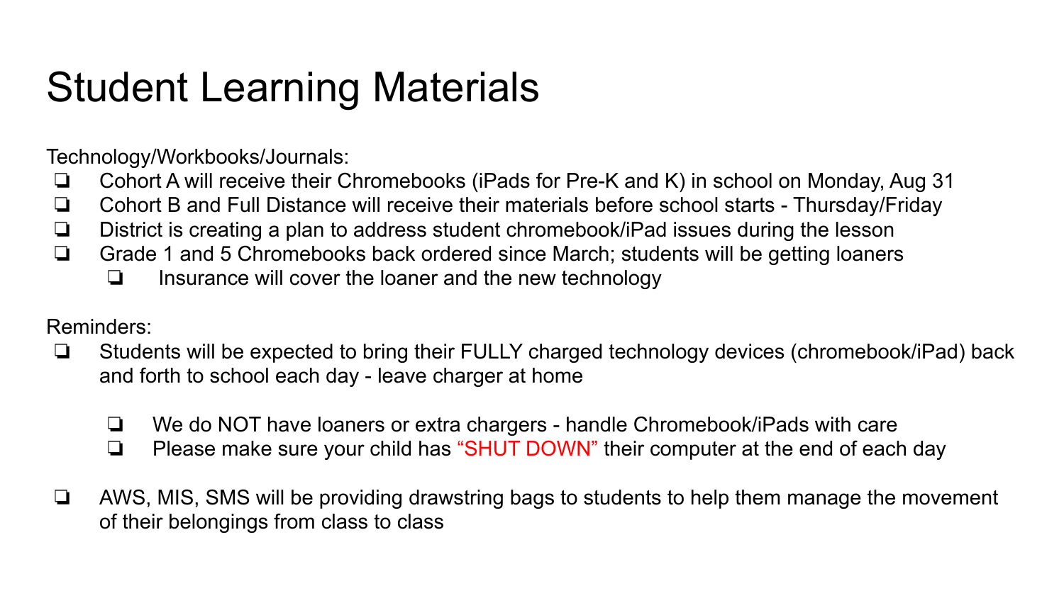# Student Learning Materials

Technology/Workbooks/Journals:

- Cohort A will receive their Chromebooks (iPads for Pre-K and K) in school on Monday, Aug 31
- Cohort B and Full Distance will receive their materials before school starts - Thursday/Friday
- District is creating a plan to address student chromebook/iPad issues during the lesson
- Grade 1 and 5 Chromebooks back ordered since March; students will be getting loaners
  - Insurance will cover the loaner and the new technology

Reminders:

- Students will be expected to bring their FULLY charged technology devices (chromebook/iPad) back and forth to school each day - leave charger at home
  - We do NOT have loaners or extra chargers - handle Chromebook/iPads with care
  - Please make sure your child has "SHUT DOWN" their computer at the end of each day
- AWS, MIS, SMS will be providing drawstring bags to students to help them manage the movement of their belongings from class to class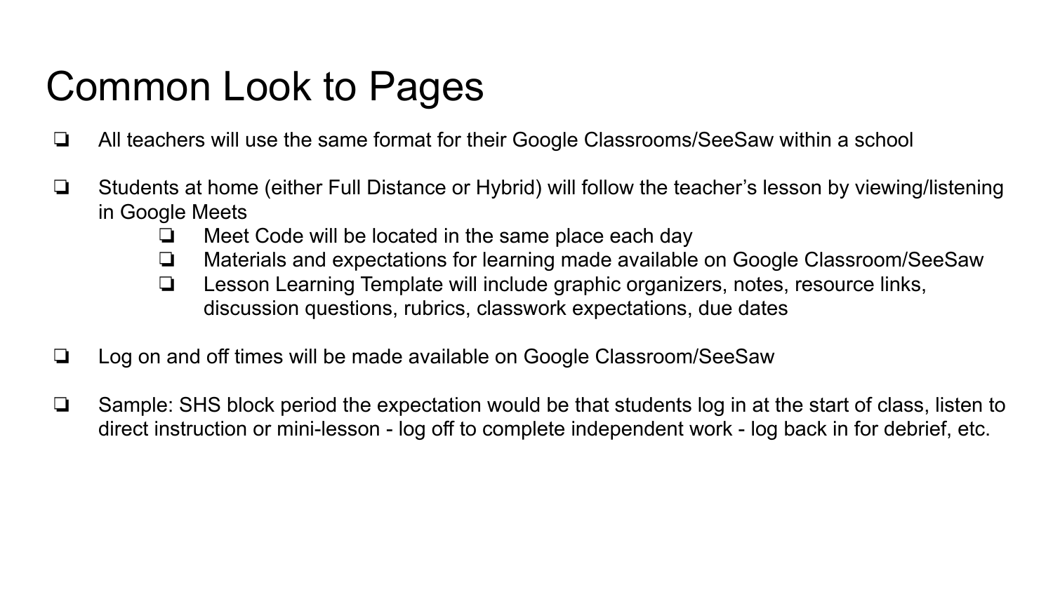# Common Look to Pages

- All teachers will use the same format for their Google Classrooms/SeeSaw within a school
- Students at home (either Full Distance or Hybrid) will follow the teacher's lesson by viewing/listening in Google Meets
    - Meet Code will be located in the same place each day
    - Materials and expectations for learning made available on Google Classroom/SeeSaw
    - Lesson Learning Template will include graphic organizers, notes, resource links, discussion questions, rubrics, classwork expectations, due dates
- Log on and off times will be made available on Google Classroom/SeeSaw
- Sample: SHS block period the expectation would be that students log in at the start of class, listen to direct instruction or mini-lesson - log off to complete independent work - log back in for debrief, etc.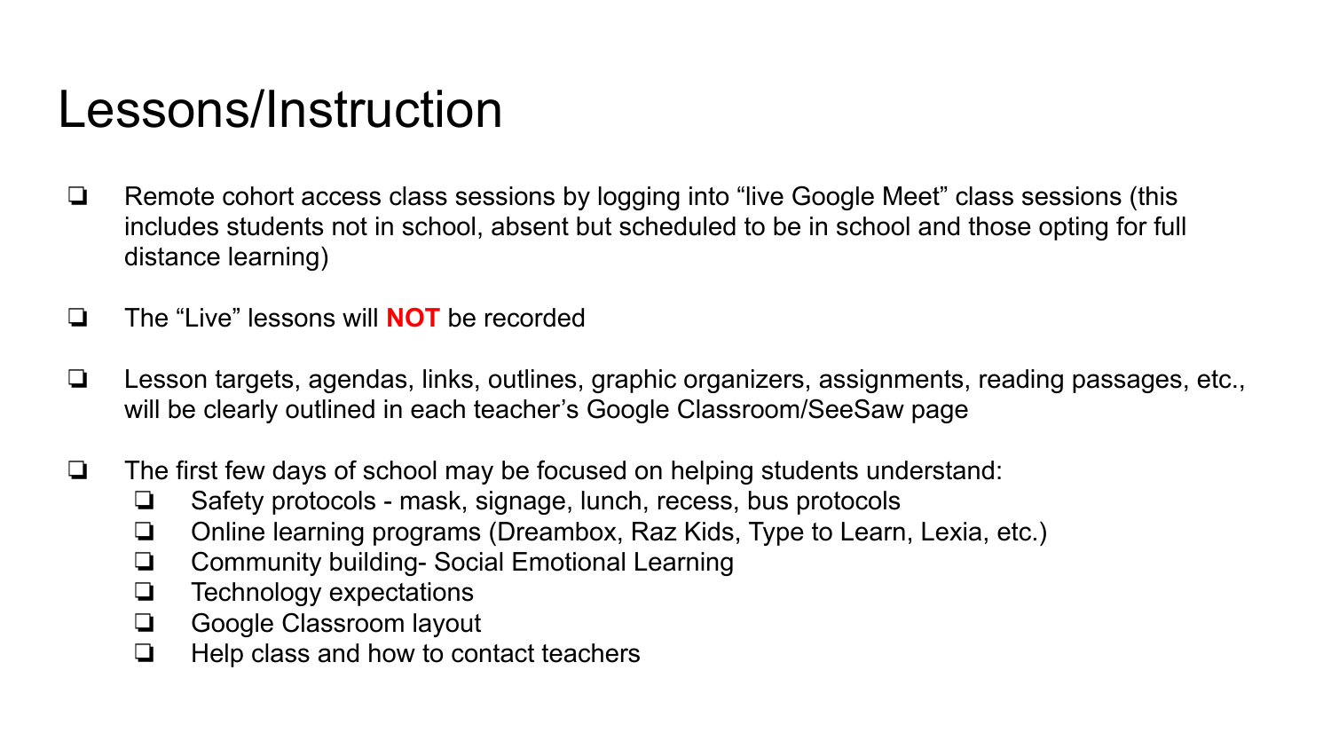# Lessons/Instruction

- Remote cohort access class sessions by logging into "live Google Meet" class sessions (this includes students not in school, absent but scheduled to be in school and those opting for full distance learning)
- The "Live" lessons will **NOT** be recorded
- Lesson targets, agendas, links, outlines, graphic organizers, assignments, reading passages, etc., will be clearly outlined in each teacher's Google Classroom/SeeSaw page
- The first few days of school may be focused on helping students understand:
  - Safety protocols - mask, signage, lunch, recess, bus protocols
  - Online learning programs (Dreambox, Raz Kids, Type to Learn, Lexia, etc.)
  - Community building- Social Emotional Learning
  - Technology expectations
  - Google Classroom layout
  - Help class and how to contact teachers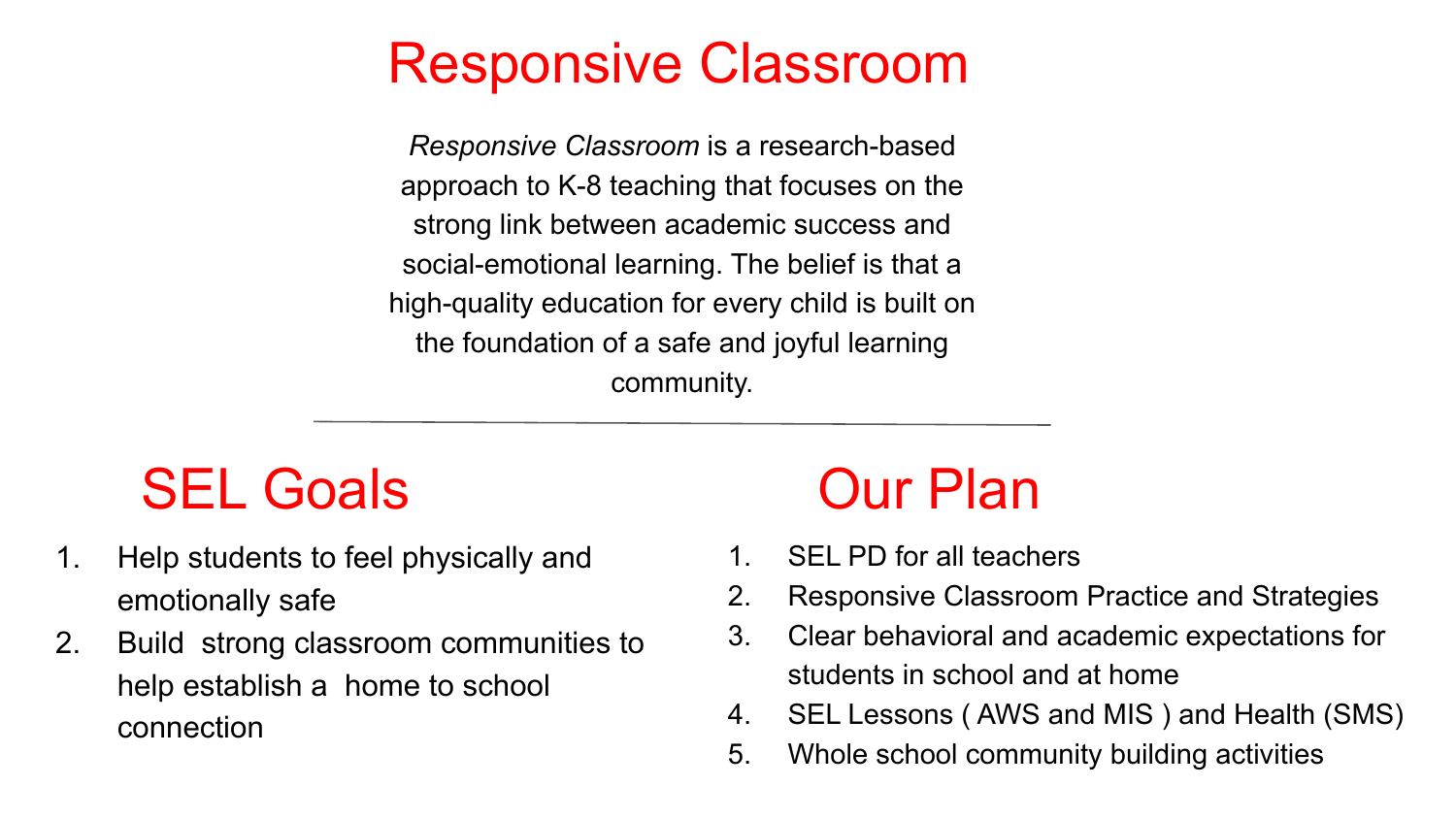# Responsive Classroom

*Responsive Classroom* is a research-based approach to K-8 teaching that focuses on the strong link between academic success and social-emotional learning. The belief is that a high-quality education for every child is built on the foundation of a safe and joyful learning community.

---

## SEL Goals

1. Help students to feel physically and emotionally safe
2. Build strong classroom communities to help establish a home to school connection

## Our Plan

1. SEL PD for all teachers
2. Responsive Classroom Practice and Strategies
3. Clear behavioral and academic expectations for students in school and at home
4. SEL Lessons ( AWS and MIS ) and Health (SMS)
5. Whole school community building activities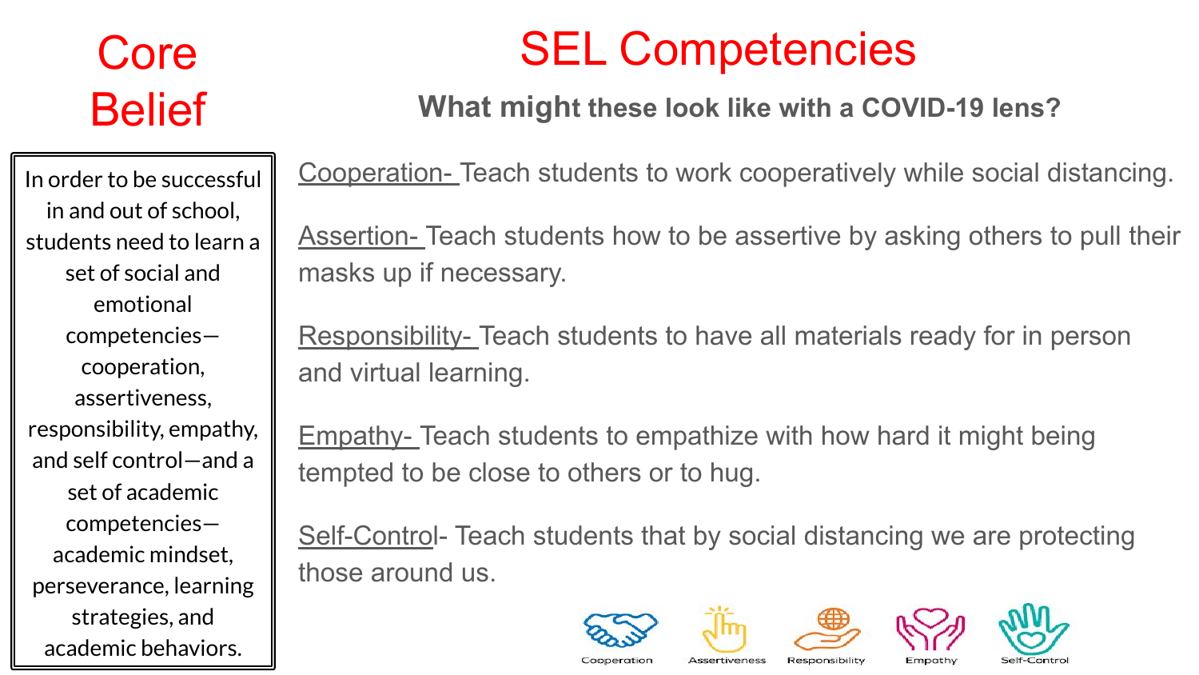# Core Belief

In order to be successful in and out of school, students need to learn a set of social and emotional competencies—cooperation, assertiveness, responsibility, empathy, and self control—and a set of academic competencies—academic mindset, perseverance, learning strategies, and academic behaviors.

# SEL Competencies

## What might these look like with a COVID-19 lens?

Cooperation- Teach students to work cooperatively while social distancing.

Assertion- Teach students how to be assertive by asking others to pull their masks up if necessary.

Responsibility- Teach students to have all materials ready for in person and virtual learning.

Empathy- Teach students to empathize with how hard it might being tempted to be close to others or to hug.

Self-Control- Teach students that by social distancing we are protecting those around us.

Cooperation Assertiveness Responsibility Empathy Self-Control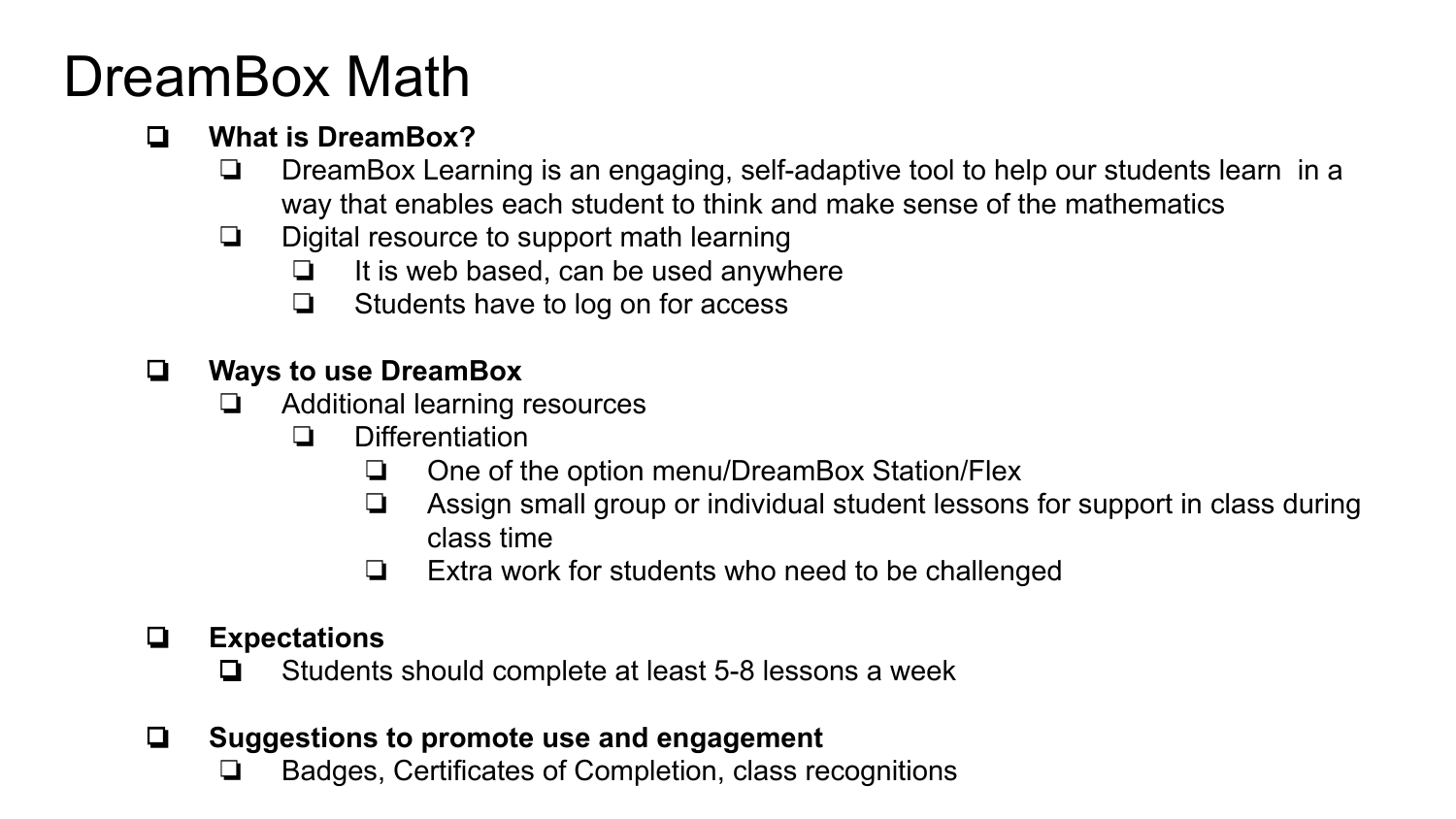# DreamBox Math

- **What is DreamBox?**
  - DreamBox Learning is an engaging, self-adaptive tool to help our students learn in a way that enables each student to think and make sense of the mathematics
  - Digital resource to support math learning
    - It is web based, can be used anywhere
    - Students have to log on for access

- **Ways to use DreamBox**
  - Additional learning resources
    - Differentiation
      - One of the option menu/DreamBox Station/Flex
      - Assign small group or individual student lessons for support in class during class time
      - Extra work for students who need to be challenged

- **Expectations**
  - Students should complete at least 5-8 lessons a week

- **Suggestions to promote use and engagement**
  - Badges, Certificates of Completion, class recognitions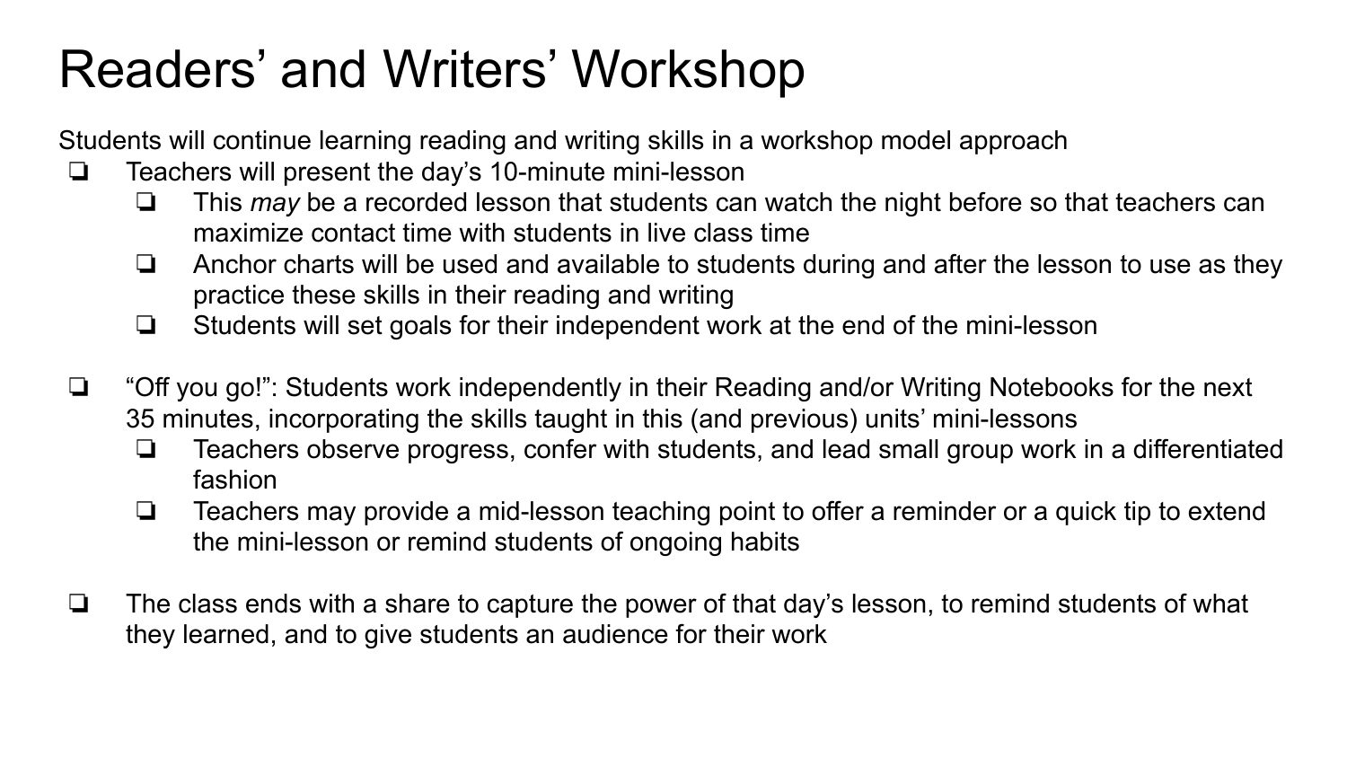# Readers' and Writers' Workshop

Students will continue learning reading and writing skills in a workshop model approach

- Teachers will present the day's 10-minute mini-lesson
  - This *may* be a recorded lesson that students can watch the night before so that teachers can maximize contact time with students in live class time
  - Anchor charts will be used and available to students during and after the lesson to use as they practice these skills in their reading and writing
  - Students will set goals for their independent work at the end of the mini-lesson

- "Off you go!": Students work independently in their Reading and/or Writing Notebooks for the next 35 minutes, incorporating the skills taught in this (and previous) units' mini-lessons
  - Teachers observe progress, confer with students, and lead small group work in a differentiated fashion
  - Teachers may provide a mid-lesson teaching point to offer a reminder or a quick tip to extend the mini-lesson or remind students of ongoing habits

- The class ends with a share to capture the power of that day's lesson, to remind students of what they learned, and to give students an audience for their work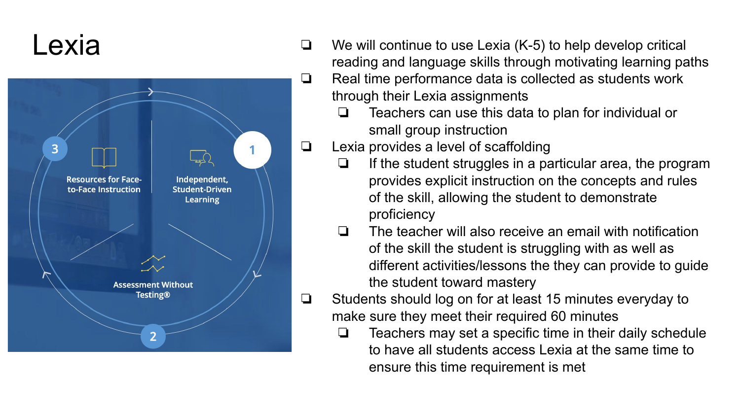# Lexia

3 Resources for Face-to-Face Instruction

1 Independent, Student-Driven Learning

2 Assessment Without Testing®

- We will continue to use Lexia (K-5) to help develop critical reading and language skills through motivating learning paths
- Real time performance data is collected as students work through their Lexia assignments
  - Teachers can use this data to plan for individual or small group instruction
- Lexia provides a level of scaffolding
  - If the student struggles in a particular area, the program provides explicit instruction on the concepts and rules of the skill, allowing the student to demonstrate proficiency
  - The teacher will also receive an email with notification of the skill the student is struggling with as well as different activities/lessons the they can provide to guide the student toward mastery
- Students should log on for at least 15 minutes everyday to make sure they meet their required 60 minutes
  - Teachers may set a specific time in their daily schedule to have all students access Lexia at the same time to ensure this time requirement is met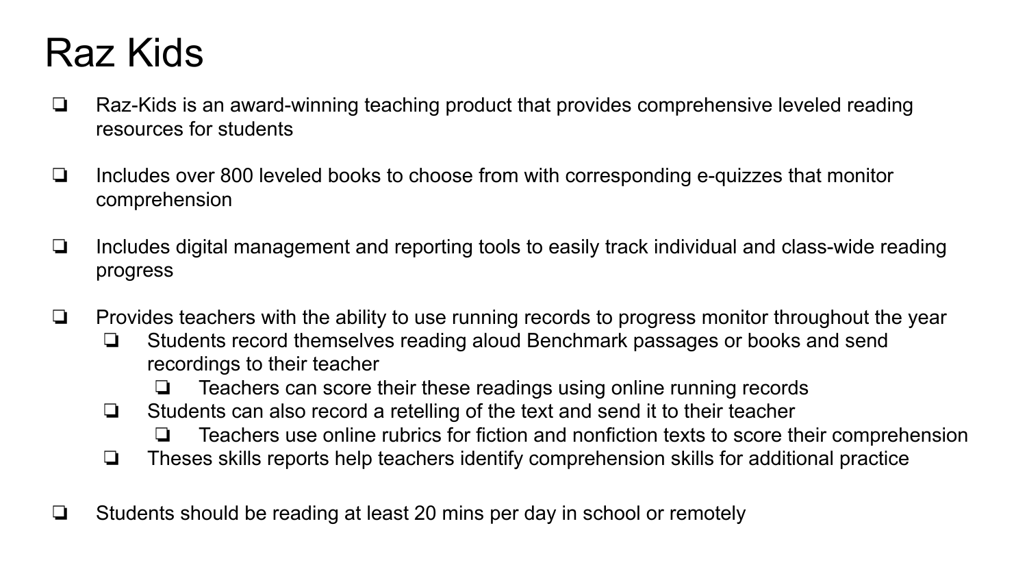# Raz Kids

- Raz-Kids is an award-winning teaching product that provides comprehensive leveled reading resources for students
- Includes over 800 leveled books to choose from with corresponding e-quizzes that monitor comprehension
- Includes digital management and reporting tools to easily track individual and class-wide reading progress
- Provides teachers with the ability to use running records to progress monitor throughout the year
  - Students record themselves reading aloud Benchmark passages or books and send recordings to their teacher
    - Teachers can score their these readings using online running records
  - Students can also record a retelling of the text and send it to their teacher
    - Teachers use online rubrics for fiction and nonfiction texts to score their comprehension
  - Theses skills reports help teachers identify comprehension skills for additional practice
- Students should be reading at least 20 mins per day in school or remotely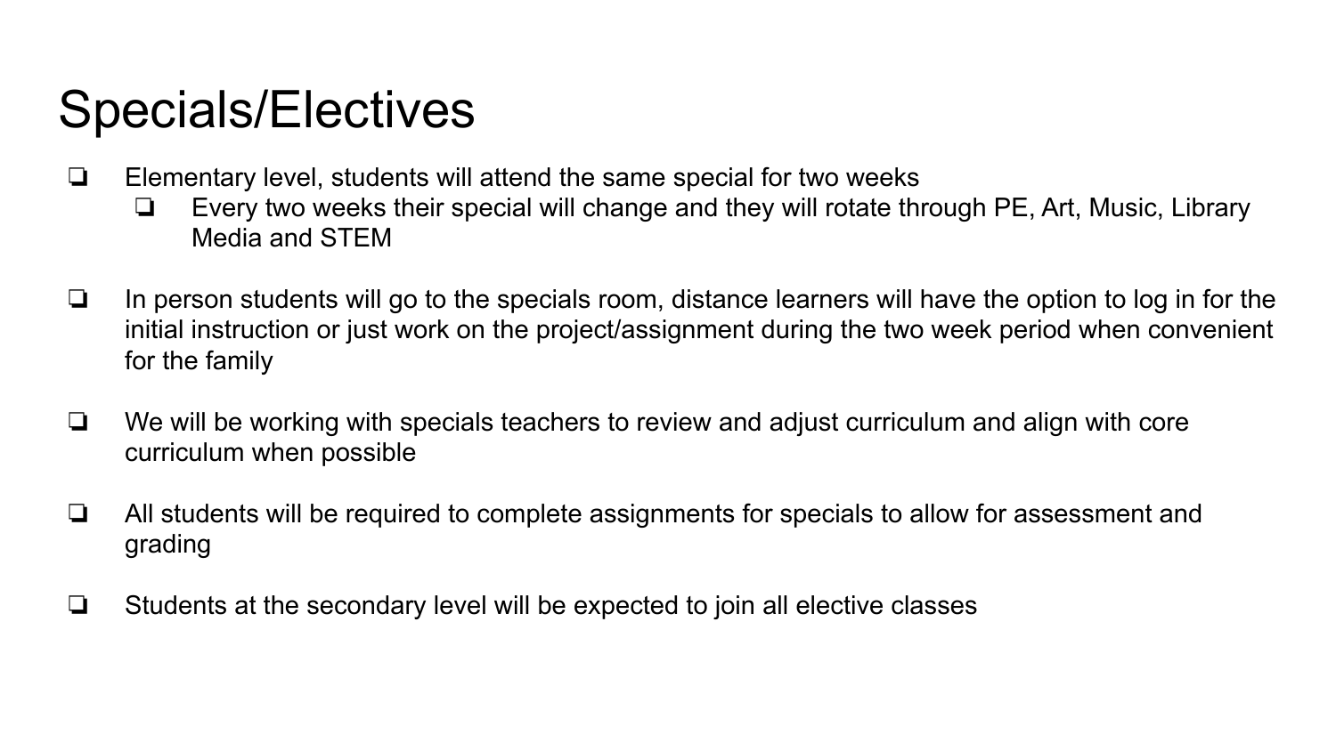# Specials/Electives

- Elementary level, students will attend the same special for two weeks
  - Every two weeks their special will change and they will rotate through PE, Art, Music, Library Media and STEM

- In person students will go to the specials room, distance learners will have the option to log in for the initial instruction or just work on the project/assignment during the two week period when convenient for the family

- We will be working with specials teachers to review and adjust curriculum and align with core curriculum when possible

- All students will be required to complete assignments for specials to allow for assessment and grading

- Students at the secondary level will be expected to join all elective classes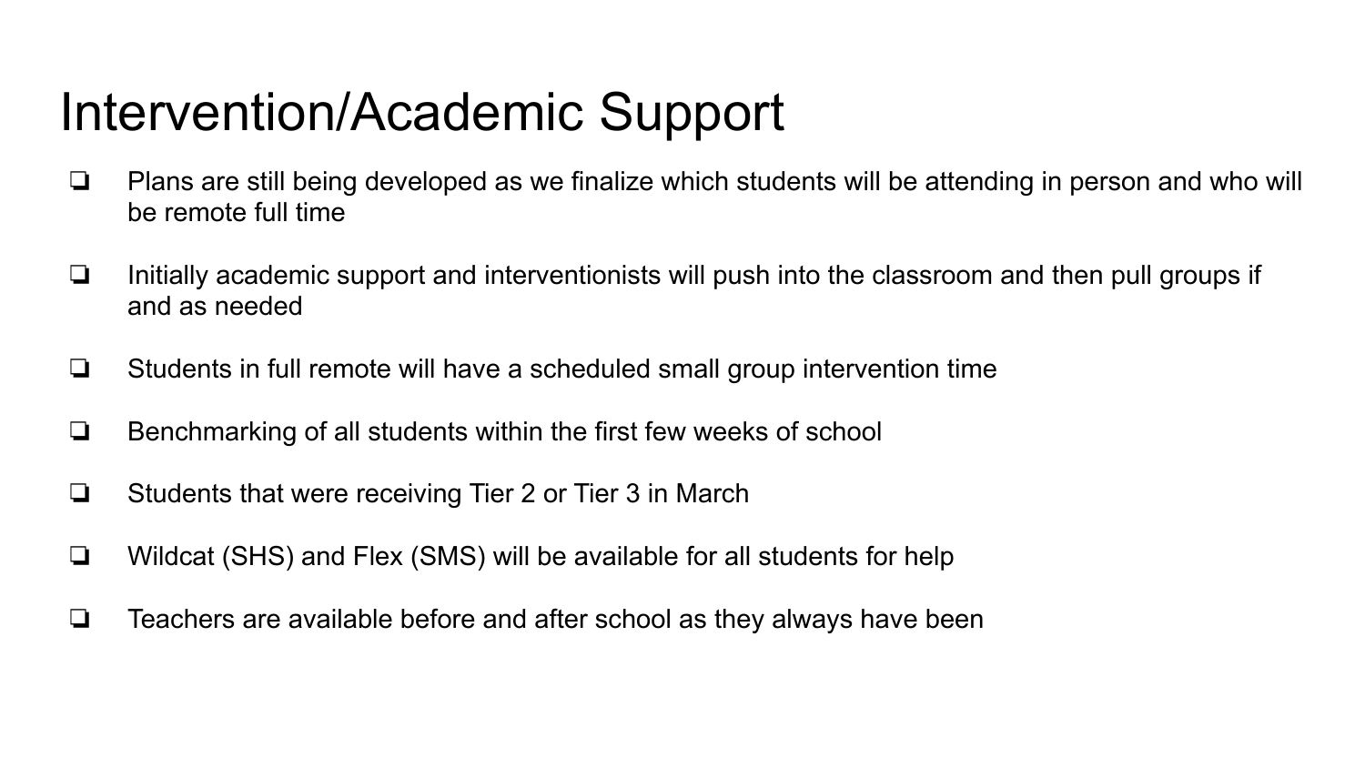# Intervention/Academic Support

- Plans are still being developed as we finalize which students will be attending in person and who will be remote full time
- Initially academic support and interventionists will push into the classroom and then pull groups if and as needed
- Students in full remote will have a scheduled small group intervention time
- Benchmarking of all students within the first few weeks of school
- Students that were receiving Tier 2 or Tier 3 in March
- Wildcat (SHS) and Flex (SMS) will be available for all students for help
- Teachers are available before and after school as they always have been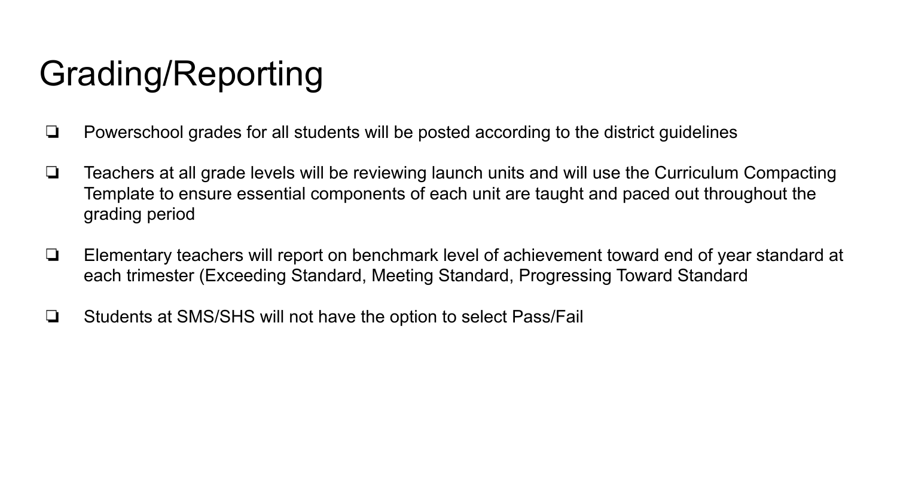# Grading/Reporting

- Powerschool grades for all students will be posted according to the district guidelines
- Teachers at all grade levels will be reviewing launch units and will use the Curriculum Compacting Template to ensure essential components of each unit are taught and paced out throughout the grading period
- Elementary teachers will report on benchmark level of achievement toward end of year standard at each trimester (Exceeding Standard, Meeting Standard, Progressing Toward Standard
- Students at SMS/SHS will not have the option to select Pass/Fail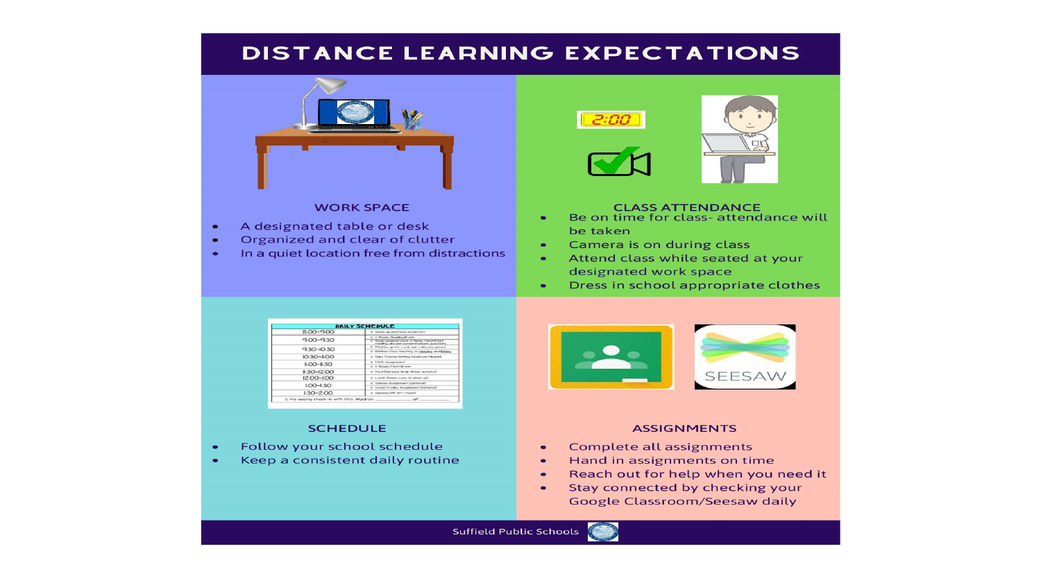# DISTANCE LEARNING EXPECTATIONS

## WORK SPACE

- A designated table or desk
- Organized and clear of clutter
- In a quiet location free from distractions

## CLASS ATTENDANCE

- Be on time for class- attendance will be taken
- Camera is on during class
- Attend class while seated at your designated work space
- Dress in school appropriate clothes

## SCHEDULE

- Follow your school schedule
- Keep a consistent daily routine

## ASSIGNMENTS

- Complete all assignments
- Hand in assignments on time
- Reach out for help when you need it
- Stay connected by checking your Google Classroom/Seesaw daily

Suffield Public Schools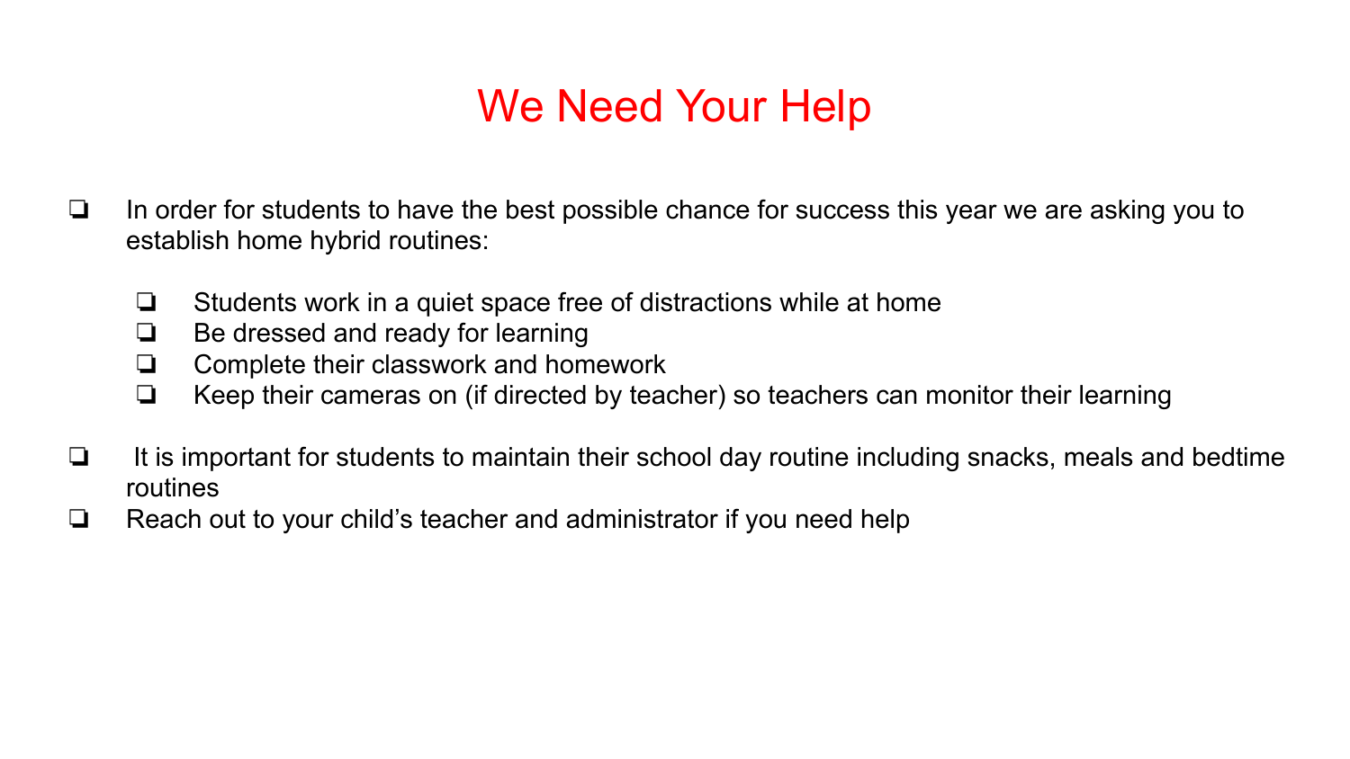# We Need Your Help

- In order for students to have the best possible chance for success this year we are asking you to establish home hybrid routines:
    - Students work in a quiet space free of distractions while at home
    - Be dressed and ready for learning
    - Complete their classwork and homework
    - Keep their cameras on (if directed by teacher) so teachers can monitor their learning
- It is important for students to maintain their school day routine including snacks, meals and bedtime routines
- Reach out to your child's teacher and administrator if you need help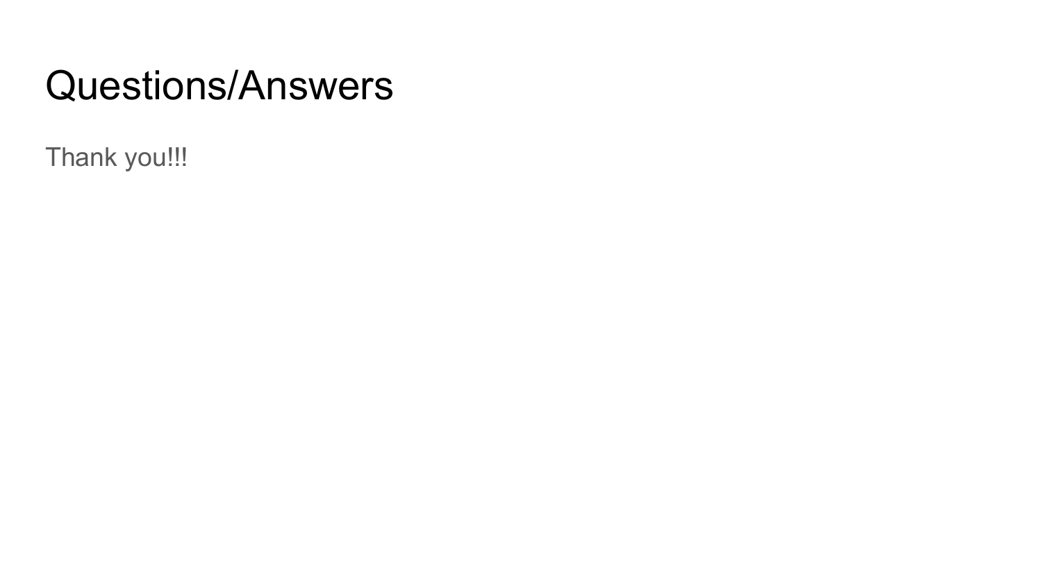# Questions/Answers

Thank you!!!